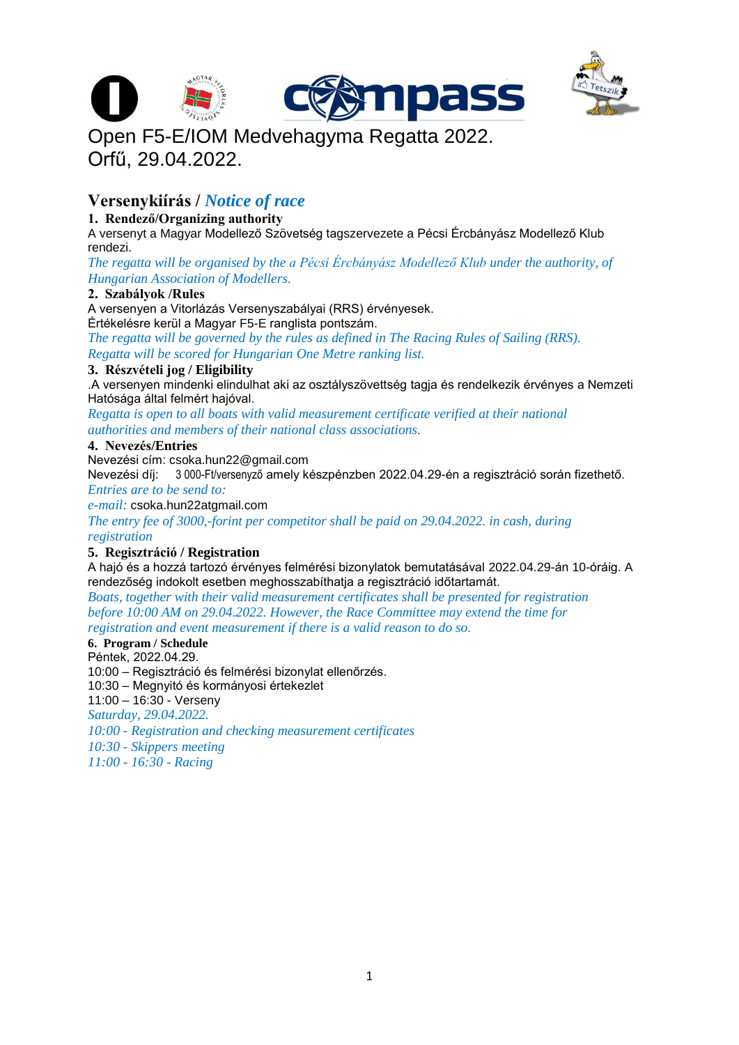# Open F5-E/IOM Medvehagyma Regatta 2022.
# Orfű, 29.04.2022.

## Versenykiírás / *Notice of race*

### 1. Rendező/Organizing authority

A versenyt a Magyar Modellező Szövetség tagszervezete a Pécsi Ércbányász Modellező Klub rendezi.

*The regatta will be organised by the a Pécsi Ércbányász Modellező Klub under the authority, of Hungarian Association of Modellers.*

### 2. Szabályok /Rules

A versenyen a Vitorlázás Versenyszabályai (RRS) érvényesek.
Értékelésre kerül a Magyar F5-E ranglista pontszám.

*The regatta will be governed by the rules as defined in The Racing Rules of Sailing (RRS).*
*Regatta will be scored for Hungarian One Metre ranking list.*

### 3. Részvételi jog / Eligibility

.A versenyen mindenki elindulhat aki az osztályszövettség tagja és rendelkezik érvényes a Nemzeti Hatósága által felmért hajóval.

*Regatta is open to all boats with valid measurement certificate verified at their national authorities and members of their national class associations.*

### 4. Nevezés/Entries

Nevezési cím: csoka.hun22@gmail.com
Nevezési díj: 3 000-Ft/versenyző amely készpénzben 2022.04.29-én a regisztráció során fizethető.

*Entries are to be send to:*
*e-mail:* csoka.hun22atgmail.com
*The entry fee of 3000,-forint per competitor shall be paid on 29.04.2022. in cash, during registration*

### 5. Regisztráció / Registration

A hajó és a hozzá tartozó érvényes felmérési bizonylatok bemutatásával 2022.04.29-án 10-óráig. A rendezőség indokolt esetben meghosszabíthatja a regisztráció időtartamát.

*Boats, together with their valid measurement certificates shall be presented for registration before 10:00 AM on 29.04.2022. However, the Race Committee may extend the time for registration and event measurement if there is a valid reason to do so.*

### 6. Program / Schedule

Péntek, 2022.04.29.
10:00 – Regisztráció és felmérési bizonylat ellenőrzés.
10:30 – Megnyitó és kormányosi értekezlet
11:00 – 16:30 - Verseny

*Saturday, 29.04.2022.*
*10:00 - Registration and checking measurement certificates*
*10:30 - Skippers meeting*
*11:00 - 16:30 - Racing*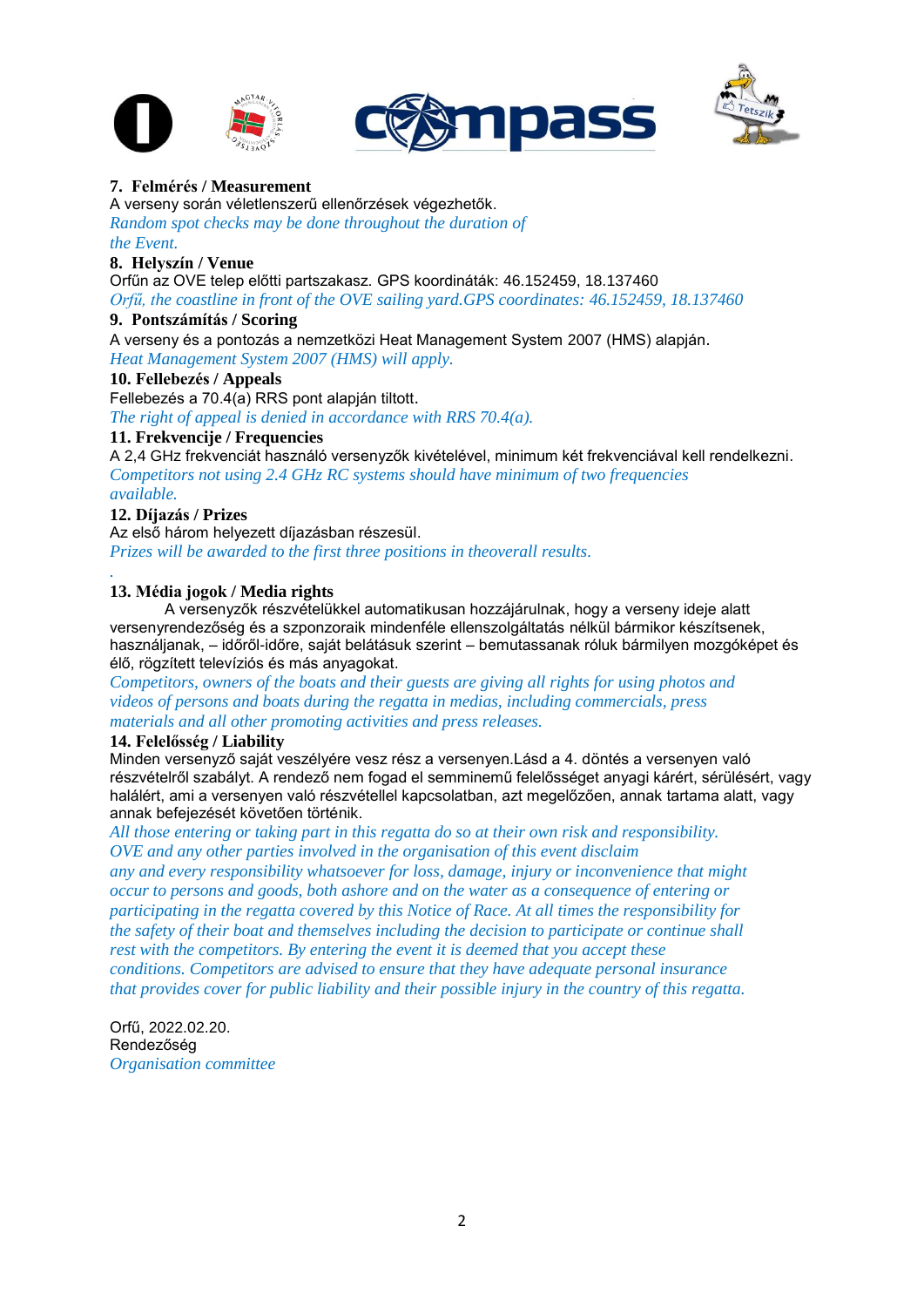### 7. Felmérés / Measurement

A verseny során véletlenszerű ellenőrzések végezhetők.

*Random spot checks may be done throughout the duration of the Event.*

### 8. Helyszín / Venue

Orfűn az OVE telep előtti partszakasz. GPS koordináták: 46.152459, 18.137460

*Orfű, the coastline in front of the OVE sailing yard.GPS coordinates: 46.152459, 18.137460*

### 9. Pontszámítás / Scoring

A verseny és a pontozás a nemzetközi Heat Management System 2007 (HMS) alapján.

*Heat Management System 2007 (HMS) will apply.*

### 10. Fellebezés / Appeals

Fellebezés a 70.4(a) RRS pont alapján tiltott.

*The right of appeal is denied in accordance with RRS 70.4(a).*

### 11. Frekvencije / Frequencies

A 2,4 GHz frekvenciát használó versenyzők kivételével, minimum két frekvenciával kell rendelkezni.

*Competitors not using 2.4 GHz RC systems should have minimum of two frequencies available.*

### 12. Díjazás / Prizes

Az első három helyezett díjazásban részesül.

*Prizes will be awarded to the first three positions in theoverall results.*

*.*

### 13. Média jogok / Media rights

A versenyzők részvételükkel automatikusan hozzájárulnak, hogy a verseny ideje alatt versenyrendezőség és a szponzoraik mindenféle ellenszolgáltatás nélkül bármikor készítsenek, használjanak, – időről-időre, saját belátásuk szerint – bemutassanak róluk bármilyen mozgóképet és élő, rögzített televíziós és más anyagokat.

*Competitors, owners of the boats and their guests are giving all rights for using photos and videos of persons and boats during the regatta in medias, including commercials, press materials and all other promoting activities and press releases.*

### 14. Felelősség / Liability

Minden versenyző saját veszélyére vesz részt a versenyen.Lásd a 4. döntés a versenyen való részvételről szabályt. A rendező nem fogad el semminemű felelősséget anyagi kárért, sérülésért, vagy halálért, ami a versenyen való részvétellel kapcsolatban, azt megelőzően, annak tartama alatt, vagy annak befejezését követően történik.

*All those entering or taking part in this regatta do so at their own risk and responsibility. OVE and any other parties involved in the organisation of this event disclaim any and every responsibility whatsoever for loss, damage, injury or inconvenience that might occur to persons and goods, both ashore and on the water as a consequence of entering or participating in the regatta covered by this Notice of Race. At all times the responsibility for the safety of their boat and themselves including the decision to participate or continue shall rest with the competitors. By entering the event it is deemed that you accept these conditions. Competitors are advised to ensure that they have adequate personal insurance that provides cover for public liability and their possible injury in the country of this regatta.*

Orfű, 2022.02.20.
Rendezőség
*Organisation committee*